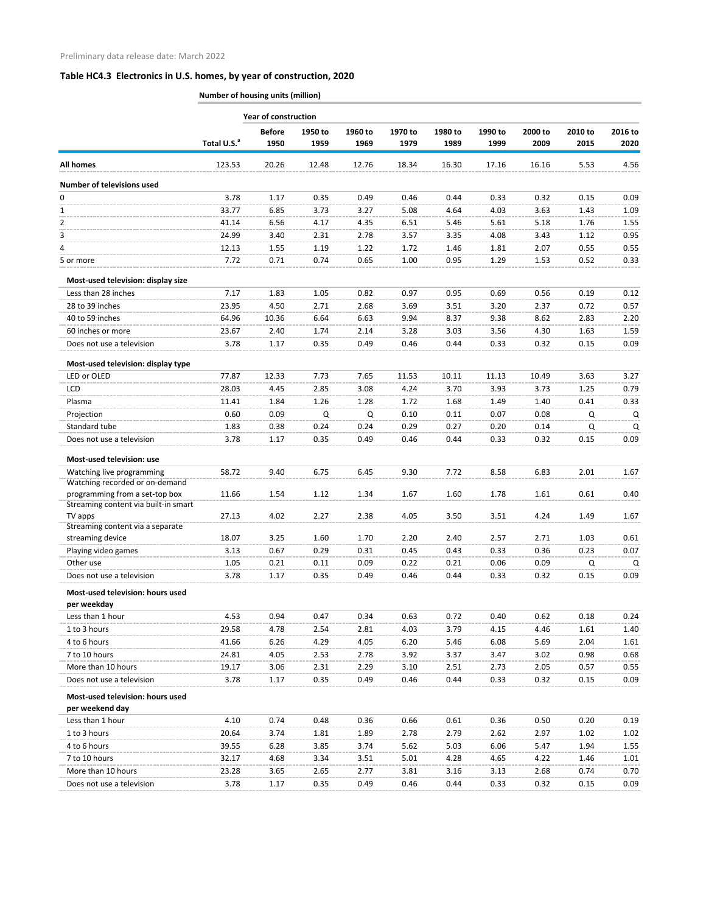Preliminary data release date: March 2022

## Table HC4.3 Electronics in U.S. homes, by year of construction, 2020

| | Number of housing units (million) | | | | | | | | | |
|---|---|---|---|---|---|---|---|---|---|---|
| | | Year of construction | | | | | | | | |
| | Total U.S.[a] | Before 1950 | 1950 to 1959 | 1960 to 1969 | 1970 to 1979 | 1980 to 1989 | 1990 to 1999 | 2000 to 2009 | 2010 to 2015 | 2016 to 2020 |
| **All homes** | 123.53 | 20.26 | 12.48 | 12.76 | 18.34 | 16.30 | 17.16 | 16.16 | 5.53 | 4.56 |
| **Number of televisions used** | | | | | | | | | | |
| 0 | 3.78 | 1.17 | 0.35 | 0.49 | 0.46 | 0.44 | 0.33 | 0.32 | 0.15 | 0.09 |
| 1 | 33.77 | 6.85 | 3.73 | 3.27 | 5.08 | 4.64 | 4.03 | 3.63 | 1.43 | 1.09 |
| 2 | 41.14 | 6.56 | 4.17 | 4.35 | 6.51 | 5.46 | 5.61 | 5.18 | 1.76 | 1.55 |
| 3 | 24.99 | 3.40 | 2.31 | 2.78 | 3.57 | 3.35 | 4.08 | 3.43 | 1.12 | 0.95 |
| 4 | 12.13 | 1.55 | 1.19 | 1.22 | 1.72 | 1.46 | 1.81 | 2.07 | 0.55 | 0.55 |
| 5 or more | 7.72 | 0.71 | 0.74 | 0.65 | 1.00 | 0.95 | 1.29 | 1.53 | 0.52 | 0.33 |
| **Most-used television: display size** | | | | | | | | | | |
| Less than 28 inches | 7.17 | 1.83 | 1.05 | 0.82 | 0.97 | 0.95 | 0.69 | 0.56 | 0.19 | 0.12 |
| 28 to 39 inches | 23.95 | 4.50 | 2.71 | 2.68 | 3.69 | 3.51 | 3.20 | 2.37 | 0.72 | 0.57 |
| 40 to 59 inches | 64.96 | 10.36 | 6.64 | 6.63 | 9.94 | 8.37 | 9.38 | 8.62 | 2.83 | 2.20 |
| 60 inches or more | 23.67 | 2.40 | 1.74 | 2.14 | 3.28 | 3.03 | 3.56 | 4.30 | 1.63 | 1.59 |
| Does not use a television | 3.78 | 1.17 | 0.35 | 0.49 | 0.46 | 0.44 | 0.33 | 0.32 | 0.15 | 0.09 |
| **Most-used television: display type** | | | | | | | | | | |
| LED or OLED | 77.87 | 12.33 | 7.73 | 7.65 | 11.53 | 10.11 | 11.13 | 10.49 | 3.63 | 3.27 |
| LCD | 28.03 | 4.45 | 2.85 | 3.08 | 4.24 | 3.70 | 3.93 | 3.73 | 1.25 | 0.79 |
| Plasma | 11.41 | 1.84 | 1.26 | 1.28 | 1.72 | 1.68 | 1.49 | 1.40 | 0.41 | 0.33 |
| Projection | 0.60 | 0.09 | Q | Q | 0.10 | 0.11 | 0.07 | 0.08 | Q | Q |
| Standard tube | 1.83 | 0.38 | 0.24 | 0.24 | 0.29 | 0.27 | 0.20 | 0.14 | Q | Q |
| Does not use a television | 3.78 | 1.17 | 0.35 | 0.49 | 0.46 | 0.44 | 0.33 | 0.32 | 0.15 | 0.09 |
| **Most-used television: use** | | | | | | | | | | |
| Watching live programming | 58.72 | 9.40 | 6.75 | 6.45 | 9.30 | 7.72 | 8.58 | 6.83 | 2.01 | 1.67 |
| Watching recorded or on-demand programming from a set-top box | 11.66 | 1.54 | 1.12 | 1.34 | 1.67 | 1.60 | 1.78 | 1.61 | 0.61 | 0.40 |
| Streaming content via built-in smart TV apps | 27.13 | 4.02 | 2.27 | 2.38 | 4.05 | 3.50 | 3.51 | 4.24 | 1.49 | 1.67 |
| Streaming content via a separate streaming device | 18.07 | 3.25 | 1.60 | 1.70 | 2.20 | 2.40 | 2.57 | 2.71 | 1.03 | 0.61 |
| Playing video games | 3.13 | 0.67 | 0.29 | 0.31 | 0.45 | 0.43 | 0.33 | 0.36 | 0.23 | 0.07 |
| Other use | 1.05 | 0.21 | 0.11 | 0.09 | 0.22 | 0.21 | 0.06 | 0.09 | Q | Q |
| Does not use a television | 3.78 | 1.17 | 0.35 | 0.49 | 0.46 | 0.44 | 0.33 | 0.32 | 0.15 | 0.09 |
| **Most-used television: hours used per weekday** | | | | | | | | | | |
| Less than 1 hour | 4.53 | 0.94 | 0.47 | 0.34 | 0.63 | 0.72 | 0.40 | 0.62 | 0.18 | 0.24 |
| 1 to 3 hours | 29.58 | 4.78 | 2.54 | 2.81 | 4.03 | 3.79 | 4.15 | 4.46 | 1.61 | 1.40 |
| 4 to 6 hours | 41.66 | 6.26 | 4.29 | 4.05 | 6.20 | 5.46 | 6.08 | 5.69 | 2.04 | 1.61 |
| 7 to 10 hours | 24.81 | 4.05 | 2.53 | 2.78 | 3.92 | 3.37 | 3.47 | 3.02 | 0.98 | 0.68 |
| More than 10 hours | 19.17 | 3.06 | 2.31 | 2.29 | 3.10 | 2.51 | 2.73 | 2.05 | 0.57 | 0.55 |
| Does not use a television | 3.78 | 1.17 | 0.35 | 0.49 | 0.46 | 0.44 | 0.33 | 0.32 | 0.15 | 0.09 |
| **Most-used television: hours used per weekend day** | | | | | | | | | | |
| Less than 1 hour | 4.10 | 0.74 | 0.48 | 0.36 | 0.66 | 0.61 | 0.36 | 0.50 | 0.20 | 0.19 |
| 1 to 3 hours | 20.64 | 3.74 | 1.81 | 1.89 | 2.78 | 2.79 | 2.62 | 2.97 | 1.02 | 1.02 |
| 4 to 6 hours | 39.55 | 6.28 | 3.85 | 3.74 | 5.62 | 5.03 | 6.06 | 5.47 | 1.94 | 1.55 |
| 7 to 10 hours | 32.17 | 4.68 | 3.34 | 3.51 | 5.01 | 4.28 | 4.65 | 4.22 | 1.46 | 1.01 |
| More than 10 hours | 23.28 | 3.65 | 2.65 | 2.77 | 3.81 | 3.16 | 3.13 | 2.68 | 0.74 | 0.70 |
| Does not use a television | 3.78 | 1.17 | 0.35 | 0.49 | 0.46 | 0.44 | 0.33 | 0.32 | 0.15 | 0.09 |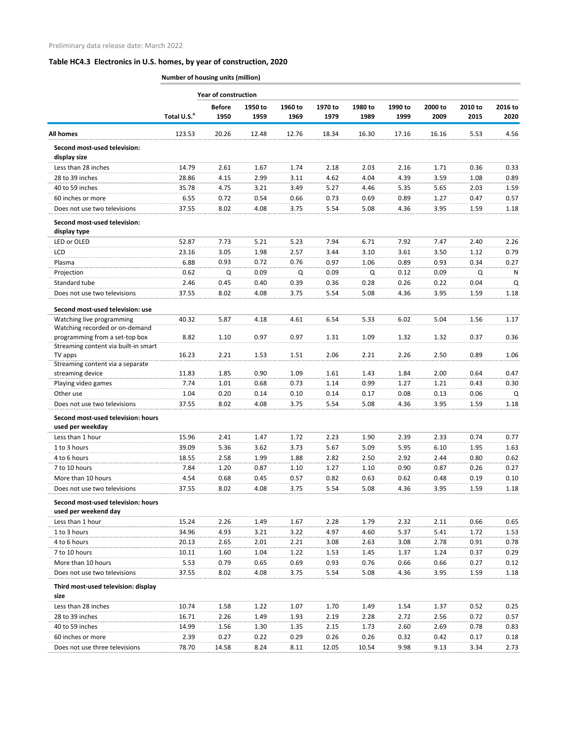Preliminary data release date: March 2022

## Table HC4.3 Electronics in U.S. homes, by year of construction, 2020

| | Number of housing units (million) | | | | | | | | | |
|---|---|---|---|---|---|---|---|---|---|---|
| | | Year of construction | | | | | | | | |
| | Total U.S.[a] | Before 1950 | 1950 to 1959 | 1960 to 1969 | 1970 to 1979 | 1980 to 1989 | 1990 to 1999 | 2000 to 2009 | 2010 to 2015 | 2016 to 2020 |
| **All homes** | 123.53 | 20.26 | 12.48 | 12.76 | 18.34 | 16.30 | 17.16 | 16.16 | 5.53 | 4.56 |
| **Second most-used television: display size** | | | | | | | | | | |
| Less than 28 inches | 14.79 | 2.61 | 1.67 | 1.74 | 2.18 | 2.03 | 2.16 | 1.71 | 0.36 | 0.33 |
| 28 to 39 inches | 28.86 | 4.15 | 2.99 | 3.11 | 4.62 | 4.04 | 4.39 | 3.59 | 1.08 | 0.89 |
| 40 to 59 inches | 35.78 | 4.75 | 3.21 | 3.49 | 5.27 | 4.46 | 5.35 | 5.65 | 2.03 | 1.59 |
| 60 inches or more | 6.55 | 0.72 | 0.54 | 0.66 | 0.73 | 0.69 | 0.89 | 1.27 | 0.47 | 0.57 |
| Does not use two televisions | 37.55 | 8.02 | 4.08 | 3.75 | 5.54 | 5.08 | 4.36 | 3.95 | 1.59 | 1.18 |
| **Second most-used television: display type** | | | | | | | | | | |
| LED or OLED | 52.87 | 7.73 | 5.21 | 5.23 | 7.94 | 6.71 | 7.92 | 7.47 | 2.40 | 2.26 |
| LCD | 23.16 | 3.05 | 1.98 | 2.57 | 3.44 | 3.10 | 3.61 | 3.50 | 1.12 | 0.79 |
| Plasma | 6.88 | 0.93 | 0.72 | 0.76 | 0.97 | 1.06 | 0.89 | 0.93 | 0.34 | 0.27 |
| Projection | 0.62 | Q | 0.09 | Q | 0.09 | Q | 0.12 | 0.09 | Q | N |
| Standard tube | 2.46 | 0.45 | 0.40 | 0.39 | 0.36 | 0.28 | 0.26 | 0.22 | 0.04 | Q |
| Does not use two televisions | 37.55 | 8.02 | 4.08 | 3.75 | 5.54 | 5.08 | 4.36 | 3.95 | 1.59 | 1.18 |
| **Second most-used television: use** | | | | | | | | | | |
| Watching live programming | 40.32 | 5.87 | 4.18 | 4.61 | 6.54 | 5.33 | 6.02 | 5.04 | 1.56 | 1.17 |
| Watching recorded or on-demand programming from a set-top box | 8.82 | 1.10 | 0.97 | 0.97 | 1.31 | 1.09 | 1.32 | 1.32 | 0.37 | 0.36 |
| Streaming content via built-in smart TV apps | 16.23 | 2.21 | 1.53 | 1.51 | 2.06 | 2.21 | 2.26 | 2.50 | 0.89 | 1.06 |
| Streaming content via a separate streaming device | 11.83 | 1.85 | 0.90 | 1.09 | 1.61 | 1.43 | 1.84 | 2.00 | 0.64 | 0.47 |
| Playing video games | 7.74 | 1.01 | 0.68 | 0.73 | 1.14 | 0.99 | 1.27 | 1.21 | 0.43 | 0.30 |
| Other use | 1.04 | 0.20 | 0.14 | 0.10 | 0.14 | 0.17 | 0.08 | 0.13 | 0.06 | Q |
| Does not use two televisions | 37.55 | 8.02 | 4.08 | 3.75 | 5.54 | 5.08 | 4.36 | 3.95 | 1.59 | 1.18 |
| **Second most-used television: hours used per weekday** | | | | | | | | | | |
| Less than 1 hour | 15.96 | 2.41 | 1.47 | 1.72 | 2.23 | 1.90 | 2.39 | 2.33 | 0.74 | 0.77 |
| 1 to 3 hours | 39.09 | 5.36 | 3.62 | 3.73 | 5.67 | 5.09 | 5.95 | 6.10 | 1.95 | 1.63 |
| 4 to 6 hours | 18.55 | 2.58 | 1.99 | 1.88 | 2.82 | 2.50 | 2.92 | 2.44 | 0.80 | 0.62 |
| 7 to 10 hours | 7.84 | 1.20 | 0.87 | 1.10 | 1.27 | 1.10 | 0.90 | 0.87 | 0.26 | 0.27 |
| More than 10 hours | 4.54 | 0.68 | 0.45 | 0.57 | 0.82 | 0.63 | 0.62 | 0.48 | 0.19 | 0.10 |
| Does not use two televisions | 37.55 | 8.02 | 4.08 | 3.75 | 5.54 | 5.08 | 4.36 | 3.95 | 1.59 | 1.18 |
| **Second most-used television: hours used per weekend day** | | | | | | | | | | |
| Less than 1 hour | 15.24 | 2.26 | 1.49 | 1.67 | 2.28 | 1.79 | 2.32 | 2.11 | 0.66 | 0.65 |
| 1 to 3 hours | 34.96 | 4.93 | 3.21 | 3.22 | 4.97 | 4.60 | 5.37 | 5.41 | 1.72 | 1.53 |
| 4 to 6 hours | 20.13 | 2.65 | 2.01 | 2.21 | 3.08 | 2.63 | 3.08 | 2.78 | 0.91 | 0.78 |
| 7 to 10 hours | 10.11 | 1.60 | 1.04 | 1.22 | 1.53 | 1.45 | 1.37 | 1.24 | 0.37 | 0.29 |
| More than 10 hours | 5.53 | 0.79 | 0.65 | 0.69 | 0.93 | 0.76 | 0.66 | 0.66 | 0.27 | 0.12 |
| Does not use two televisions | 37.55 | 8.02 | 4.08 | 3.75 | 5.54 | 5.08 | 4.36 | 3.95 | 1.59 | 1.18 |
| **Third most-used television: display size** | | | | | | | | | | |
| Less than 28 inches | 10.74 | 1.58 | 1.22 | 1.07 | 1.70 | 1.49 | 1.54 | 1.37 | 0.52 | 0.25 |
| 28 to 39 inches | 16.71 | 2.26 | 1.49 | 1.93 | 2.19 | 2.28 | 2.72 | 2.56 | 0.72 | 0.57 |
| 40 to 59 inches | 14.99 | 1.56 | 1.30 | 1.35 | 2.15 | 1.73 | 2.60 | 2.69 | 0.78 | 0.83 |
| 60 inches or more | 2.39 | 0.27 | 0.22 | 0.29 | 0.26 | 0.26 | 0.32 | 0.42 | 0.17 | 0.18 |
| Does not use three televisions | 78.70 | 14.58 | 8.24 | 8.11 | 12.05 | 10.54 | 9.98 | 9.13 | 3.34 | 2.73 |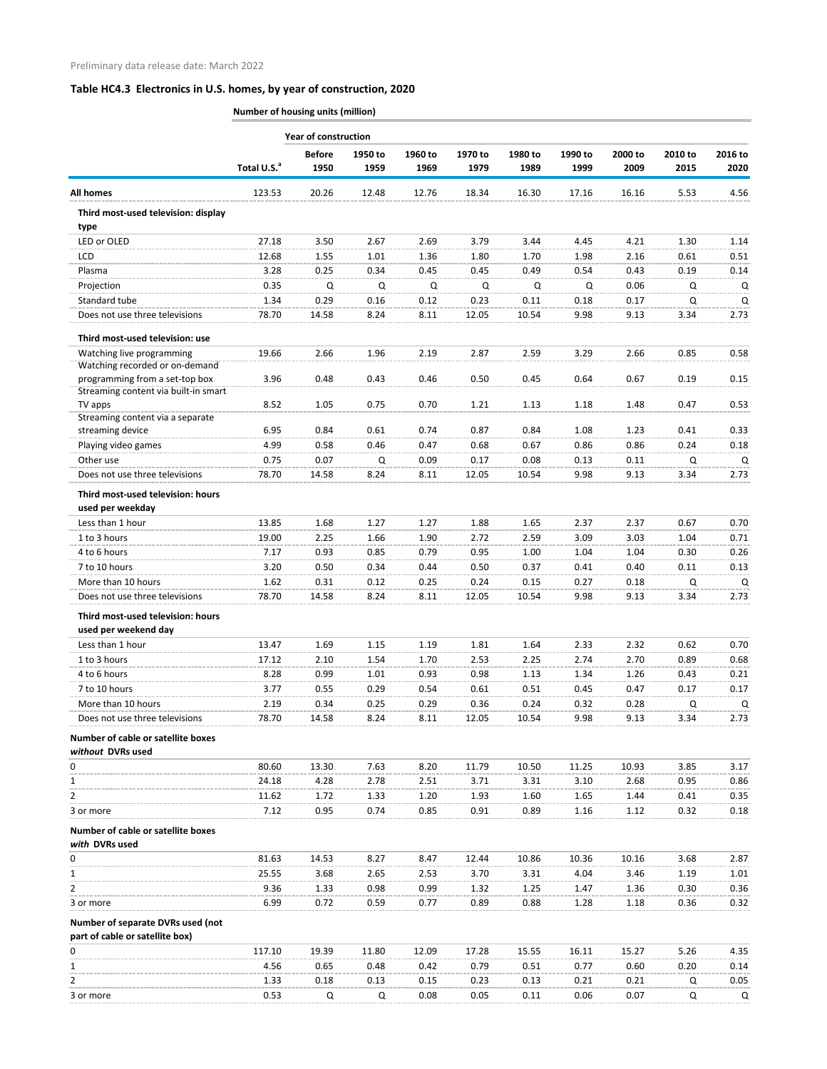Preliminary data release date: March 2022

## Table HC4.3 Electronics in U.S. homes, by year of construction, 2020

| | Number of housing units (million) | | | | | | | | | |
|---|---|---|---|---|---|---|---|---|---|---|
| | | Year of construction | | | | | | | | |
| | Total U.S.[a] | Before 1950 | 1950 to 1959 | 1960 to 1969 | 1970 to 1979 | 1980 to 1989 | 1990 to 1999 | 2000 to 2009 | 2010 to 2015 | 2016 to 2020 |
| **All homes** | 123.53 | 20.26 | 12.48 | 12.76 | 18.34 | 16.30 | 17.16 | 16.16 | 5.53 | 4.56 |
| **Third most-used television: display type** | | | | | | | | | | |
| LED or OLED | 27.18 | 3.50 | 2.67 | 2.69 | 3.79 | 3.44 | 4.45 | 4.21 | 1.30 | 1.14 |
| LCD | 12.68 | 1.55 | 1.01 | 1.36 | 1.80 | 1.70 | 1.98 | 2.16 | 0.61 | 0.51 |
| Plasma | 3.28 | 0.25 | 0.34 | 0.45 | 0.45 | 0.49 | 0.54 | 0.43 | 0.19 | 0.14 |
| Projection | 0.35 | Q | Q | Q | Q | Q | Q | 0.06 | Q | Q |
| Standard tube | 1.34 | 0.29 | 0.16 | 0.12 | 0.23 | 0.11 | 0.18 | 0.17 | Q | Q |
| Does not use three televisions | 78.70 | 14.58 | 8.24 | 8.11 | 12.05 | 10.54 | 9.98 | 9.13 | 3.34 | 2.73 |
| **Third most-used television: use** | | | | | | | | | | |
| Watching live programming | 19.66 | 2.66 | 1.96 | 2.19 | 2.87 | 2.59 | 3.29 | 2.66 | 0.85 | 0.58 |
| Watching recorded or on-demand programming from a set-top box | 3.96 | 0.48 | 0.43 | 0.46 | 0.50 | 0.45 | 0.64 | 0.67 | 0.19 | 0.15 |
| Streaming content via built-in smart TV apps | 8.52 | 1.05 | 0.75 | 0.70 | 1.21 | 1.13 | 1.18 | 1.48 | 0.47 | 0.53 |
| Streaming content via a separate streaming device | 6.95 | 0.84 | 0.61 | 0.74 | 0.87 | 0.84 | 1.08 | 1.23 | 0.41 | 0.33 |
| Playing video games | 4.99 | 0.58 | 0.46 | 0.47 | 0.68 | 0.67 | 0.86 | 0.86 | 0.24 | 0.18 |
| Other use | 0.75 | 0.07 | Q | 0.09 | 0.17 | 0.08 | 0.13 | 0.11 | Q | Q |
| Does not use three televisions | 78.70 | 14.58 | 8.24 | 8.11 | 12.05 | 10.54 | 9.98 | 9.13 | 3.34 | 2.73 |
| **Third most-used television: hours used per weekday** | | | | | | | | | | |
| Less than 1 hour | 13.85 | 1.68 | 1.27 | 1.27 | 1.88 | 1.65 | 2.37 | 2.37 | 0.67 | 0.70 |
| 1 to 3 hours | 19.00 | 2.25 | 1.66 | 1.90 | 2.72 | 2.59 | 3.09 | 3.03 | 1.04 | 0.71 |
| 4 to 6 hours | 7.17 | 0.93 | 0.85 | 0.79 | 0.95 | 1.00 | 1.04 | 1.04 | 0.30 | 0.26 |
| 7 to 10 hours | 3.20 | 0.50 | 0.34 | 0.44 | 0.50 | 0.37 | 0.41 | 0.40 | 0.11 | 0.13 |
| More than 10 hours | 1.62 | 0.31 | 0.12 | 0.25 | 0.24 | 0.15 | 0.27 | 0.18 | Q | Q |
| Does not use three televisions | 78.70 | 14.58 | 8.24 | 8.11 | 12.05 | 10.54 | 9.98 | 9.13 | 3.34 | 2.73 |
| **Third most-used television: hours used per weekend day** | | | | | | | | | | |
| Less than 1 hour | 13.47 | 1.69 | 1.15 | 1.19 | 1.81 | 1.64 | 2.33 | 2.32 | 0.62 | 0.70 |
| 1 to 3 hours | 17.12 | 2.10 | 1.54 | 1.70 | 2.53 | 2.25 | 2.74 | 2.70 | 0.89 | 0.68 |
| 4 to 6 hours | 8.28 | 0.99 | 1.01 | 0.93 | 0.98 | 1.13 | 1.34 | 1.26 | 0.43 | 0.21 |
| 7 to 10 hours | 3.77 | 0.55 | 0.29 | 0.54 | 0.61 | 0.51 | 0.45 | 0.47 | 0.17 | 0.17 |
| More than 10 hours | 2.19 | 0.34 | 0.25 | 0.29 | 0.36 | 0.24 | 0.32 | 0.28 | Q | Q |
| Does not use three televisions | 78.70 | 14.58 | 8.24 | 8.11 | 12.05 | 10.54 | 9.98 | 9.13 | 3.34 | 2.73 |
| **Number of cable or satellite boxes *without* DVRs used** | | | | | | | | | | |
| 0 | 80.60 | 13.30 | 7.63 | 8.20 | 11.79 | 10.50 | 11.25 | 10.93 | 3.85 | 3.17 |
| 1 | 24.18 | 4.28 | 2.78 | 2.51 | 3.71 | 3.31 | 3.10 | 2.68 | 0.95 | 0.86 |
| 2 | 11.62 | 1.72 | 1.33 | 1.20 | 1.93 | 1.60 | 1.65 | 1.44 | 0.41 | 0.35 |
| 3 or more | 7.12 | 0.95 | 0.74 | 0.85 | 0.91 | 0.89 | 1.16 | 1.12 | 0.32 | 0.18 |
| **Number of cable or satellite boxes *with* DVRs used** | | | | | | | | | | |
| 0 | 81.63 | 14.53 | 8.27 | 8.47 | 12.44 | 10.86 | 10.36 | 10.16 | 3.68 | 2.87 |
| 1 | 25.55 | 3.68 | 2.65 | 2.53 | 3.70 | 3.31 | 4.04 | 3.46 | 1.19 | 1.01 |
| 2 | 9.36 | 1.33 | 0.98 | 0.99 | 1.32 | 1.25 | 1.47 | 1.36 | 0.30 | 0.36 |
| 3 or more | 6.99 | 0.72 | 0.59 | 0.77 | 0.89 | 0.88 | 1.28 | 1.18 | 0.36 | 0.32 |
| **Number of separate DVRs used (not part of cable or satellite box)** | | | | | | | | | | |
| 0 | 117.10 | 19.39 | 11.80 | 12.09 | 17.28 | 15.55 | 16.11 | 15.27 | 5.26 | 4.35 |
| 1 | 4.56 | 0.65 | 0.48 | 0.42 | 0.79 | 0.51 | 0.77 | 0.60 | 0.20 | 0.14 |
| 2 | 1.33 | 0.18 | 0.13 | 0.15 | 0.23 | 0.13 | 0.21 | 0.21 | Q | 0.05 |
| 3 or more | 0.53 | Q | Q | 0.08 | 0.05 | 0.11 | 0.06 | 0.07 | Q | Q |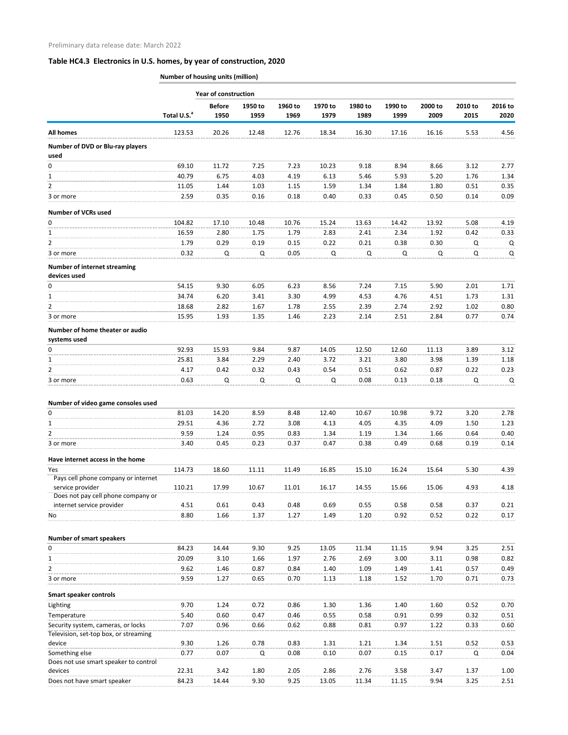Preliminary data release date: March 2022

## Table HC4.3 Electronics in U.S. homes, by year of construction, 2020

| | Number of housing units (million) | | | | | | | | | |
|---|---|---|---|---|---|---|---|---|---|---|
| | | Year of construction | | | | | | | | |
| | Total U.S.[a] | Before 1950 | 1950 to 1959 | 1960 to 1969 | 1970 to 1979 | 1980 to 1989 | 1990 to 1999 | 2000 to 2009 | 2010 to 2015 | 2016 to 2020 |
| **All homes** | 123.53 | 20.26 | 12.48 | 12.76 | 18.34 | 16.30 | 17.16 | 16.16 | 5.53 | 4.56 |
| **Number of DVD or Blu-ray players used** | | | | | | | | | | |
| 0 | 69.10 | 11.72 | 7.25 | 7.23 | 10.23 | 9.18 | 8.94 | 8.66 | 3.12 | 2.77 |
| 1 | 40.79 | 6.75 | 4.03 | 4.19 | 6.13 | 5.46 | 5.93 | 5.20 | 1.76 | 1.34 |
| 2 | 11.05 | 1.44 | 1.03 | 1.15 | 1.59 | 1.34 | 1.84 | 1.80 | 0.51 | 0.35 |
| 3 or more | 2.59 | 0.35 | 0.16 | 0.18 | 0.40 | 0.33 | 0.45 | 0.50 | 0.14 | 0.09 |
| **Number of VCRs used** | | | | | | | | | | |
| 0 | 104.82 | 17.10 | 10.48 | 10.76 | 15.24 | 13.63 | 14.42 | 13.92 | 5.08 | 4.19 |
| 1 | 16.59 | 2.80 | 1.75 | 1.79 | 2.83 | 2.41 | 2.34 | 1.92 | 0.42 | 0.33 |
| 2 | 1.79 | 0.29 | 0.19 | 0.15 | 0.22 | 0.21 | 0.38 | 0.30 | Q | Q |
| 3 or more | 0.32 | Q | Q | 0.05 | Q | Q | Q | Q | Q | Q |
| **Number of internet streaming devices used** | | | | | | | | | | |
| 0 | 54.15 | 9.30 | 6.05 | 6.23 | 8.56 | 7.24 | 7.15 | 5.90 | 2.01 | 1.71 |
| 1 | 34.74 | 6.20 | 3.41 | 3.30 | 4.99 | 4.53 | 4.76 | 4.51 | 1.73 | 1.31 |
| 2 | 18.68 | 2.82 | 1.67 | 1.78 | 2.55 | 2.39 | 2.74 | 2.92 | 1.02 | 0.80 |
| 3 or more | 15.95 | 1.93 | 1.35 | 1.46 | 2.23 | 2.14 | 2.51 | 2.84 | 0.77 | 0.74 |
| **Number of home theater or audio systems used** | | | | | | | | | | |
| 0 | 92.93 | 15.93 | 9.84 | 9.87 | 14.05 | 12.50 | 12.60 | 11.13 | 3.89 | 3.12 |
| 1 | 25.81 | 3.84 | 2.29 | 2.40 | 3.72 | 3.21 | 3.80 | 3.98 | 1.39 | 1.18 |
| 2 | 4.17 | 0.42 | 0.32 | 0.43 | 0.54 | 0.51 | 0.62 | 0.87 | 0.22 | 0.23 |
| 3 or more | 0.63 | Q | Q | Q | Q | 0.08 | 0.13 | 0.18 | Q | Q |
| **Number of video game consoles used** | | | | | | | | | | |
| 0 | 81.03 | 14.20 | 8.59 | 8.48 | 12.40 | 10.67 | 10.98 | 9.72 | 3.20 | 2.78 |
| 1 | 29.51 | 4.36 | 2.72 | 3.08 | 4.13 | 4.05 | 4.35 | 4.09 | 1.50 | 1.23 |
| 2 | 9.59 | 1.24 | 0.95 | 0.83 | 1.34 | 1.19 | 1.34 | 1.66 | 0.64 | 0.40 |
| 3 or more | 3.40 | 0.45 | 0.23 | 0.37 | 0.47 | 0.38 | 0.49 | 0.68 | 0.19 | 0.14 |
| **Have internet access in the home** | | | | | | | | | | |
| Yes | 114.73 | 18.60 | 11.11 | 11.49 | 16.85 | 15.10 | 16.24 | 15.64 | 5.30 | 4.39 |
| Pays cell phone company or internet service provider | 110.21 | 17.99 | 10.67 | 11.01 | 16.17 | 14.55 | 15.66 | 15.06 | 4.93 | 4.18 |
| Does not pay cell phone company or internet service provider | 4.51 | 0.61 | 0.43 | 0.48 | 0.69 | 0.55 | 0.58 | 0.58 | 0.37 | 0.21 |
| No | 8.80 | 1.66 | 1.37 | 1.27 | 1.49 | 1.20 | 0.92 | 0.52 | 0.22 | 0.17 |
| **Number of smart speakers** | | | | | | | | | | |
| 0 | 84.23 | 14.44 | 9.30 | 9.25 | 13.05 | 11.34 | 11.15 | 9.94 | 3.25 | 2.51 |
| 1 | 20.09 | 3.10 | 1.66 | 1.97 | 2.76 | 2.69 | 3.00 | 3.11 | 0.98 | 0.82 |
| 2 | 9.62 | 1.46 | 0.87 | 0.84 | 1.40 | 1.09 | 1.49 | 1.41 | 0.57 | 0.49 |
| 3 or more | 9.59 | 1.27 | 0.65 | 0.70 | 1.13 | 1.18 | 1.52 | 1.70 | 0.71 | 0.73 |
| **Smart speaker controls** | | | | | | | | | | |
| Lighting | 9.70 | 1.24 | 0.72 | 0.86 | 1.30 | 1.36 | 1.40 | 1.60 | 0.52 | 0.70 |
| Temperature | 5.40 | 0.60 | 0.47 | 0.46 | 0.55 | 0.58 | 0.91 | 0.99 | 0.32 | 0.51 |
| Security system, cameras, or locks | 7.07 | 0.96 | 0.66 | 0.62 | 0.88 | 0.81 | 0.97 | 1.22 | 0.33 | 0.60 |
| Television, set-top box, or streaming device | 9.30 | 1.26 | 0.78 | 0.83 | 1.31 | 1.21 | 1.34 | 1.51 | 0.52 | 0.53 |
| Something else | 0.77 | 0.07 | Q | 0.08 | 0.10 | 0.07 | 0.15 | 0.17 | Q | 0.04 |
| Does not use smart speaker to control devices | 22.31 | 3.42 | 1.80 | 2.05 | 2.86 | 2.76 | 3.58 | 3.47 | 1.37 | 1.00 |
| Does not have smart speaker | 84.23 | 14.44 | 9.30 | 9.25 | 13.05 | 11.34 | 11.15 | 9.94 | 3.25 | 2.51 |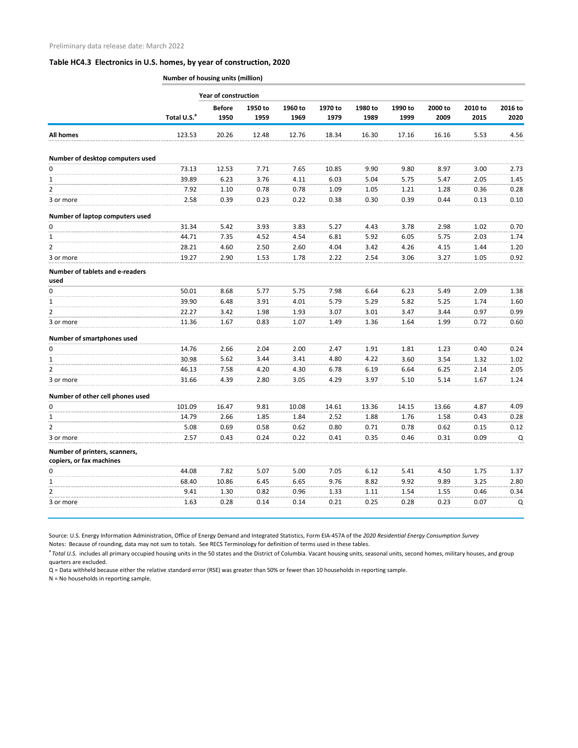Preliminary data release date: March 2022

## Table HC4.3 Electronics in U.S. homes, by year of construction, 2020

| | Number of housing units (million) | | | | | | | | | |
|---|---|---|---|---|---|---|---|---|---|---|
| | | Year of construction | | | | | | | | |
| | Total U.S.[a] | Before 1950 | 1950 to 1959 | 1960 to 1969 | 1970 to 1979 | 1980 to 1989 | 1990 to 1999 | 2000 to 2009 | 2010 to 2015 | 2016 to 2020 |
| **All homes** | 123.53 | 20.26 | 12.48 | 12.76 | 18.34 | 16.30 | 17.16 | 16.16 | 5.53 | 4.56 |
| **Number of desktop computers used** | | | | | | | | | | |
| 0 | 73.13 | 12.53 | 7.71 | 7.65 | 10.85 | 9.90 | 9.80 | 8.97 | 3.00 | 2.73 |
| 1 | 39.89 | 6.23 | 3.76 | 4.11 | 6.03 | 5.04 | 5.75 | 5.47 | 2.05 | 1.45 |
| 2 | 7.92 | 1.10 | 0.78 | 0.78 | 1.09 | 1.05 | 1.21 | 1.28 | 0.36 | 0.28 |
| 3 or more | 2.58 | 0.39 | 0.23 | 0.22 | 0.38 | 0.30 | 0.39 | 0.44 | 0.13 | 0.10 |
| **Number of laptop computers used** | | | | | | | | | | |
| 0 | 31.34 | 5.42 | 3.93 | 3.83 | 5.27 | 4.43 | 3.78 | 2.98 | 1.02 | 0.70 |
| 1 | 44.71 | 7.35 | 4.52 | 4.54 | 6.81 | 5.92 | 6.05 | 5.75 | 2.03 | 1.74 |
| 2 | 28.21 | 4.60 | 2.50 | 2.60 | 4.04 | 3.42 | 4.26 | 4.15 | 1.44 | 1.20 |
| 3 or more | 19.27 | 2.90 | 1.53 | 1.78 | 2.22 | 2.54 | 3.06 | 3.27 | 1.05 | 0.92 |
| **Number of tablets and e-readers used** | | | | | | | | | | |
| 0 | 50.01 | 8.68 | 5.77 | 5.75 | 7.98 | 6.64 | 6.23 | 5.49 | 2.09 | 1.38 |
| 1 | 39.90 | 6.48 | 3.91 | 4.01 | 5.79 | 5.29 | 5.82 | 5.25 | 1.74 | 1.60 |
| 2 | 22.27 | 3.42 | 1.98 | 1.93 | 3.07 | 3.01 | 3.47 | 3.44 | 0.97 | 0.99 |
| 3 or more | 11.36 | 1.67 | 0.83 | 1.07 | 1.49 | 1.36 | 1.64 | 1.99 | 0.72 | 0.60 |
| **Number of smartphones used** | | | | | | | | | | |
| 0 | 14.76 | 2.66 | 2.04 | 2.00 | 2.47 | 1.91 | 1.81 | 1.23 | 0.40 | 0.24 |
| 1 | 30.98 | 5.62 | 3.44 | 3.41 | 4.80 | 4.22 | 3.60 | 3.54 | 1.32 | 1.02 |
| 2 | 46.13 | 7.58 | 4.20 | 4.30 | 6.78 | 6.19 | 6.64 | 6.25 | 2.14 | 2.05 |
| 3 or more | 31.66 | 4.39 | 2.80 | 3.05 | 4.29 | 3.97 | 5.10 | 5.14 | 1.67 | 1.24 |
| **Number of other cell phones used** | | | | | | | | | | |
| 0 | 101.09 | 16.47 | 9.81 | 10.08 | 14.61 | 13.36 | 14.15 | 13.66 | 4.87 | 4.09 |
| 1 | 14.79 | 2.66 | 1.85 | 1.84 | 2.52 | 1.88 | 1.76 | 1.58 | 0.43 | 0.28 |
| 2 | 5.08 | 0.69 | 0.58 | 0.62 | 0.80 | 0.71 | 0.78 | 0.62 | 0.15 | 0.12 |
| 3 or more | 2.57 | 0.43 | 0.24 | 0.22 | 0.41 | 0.35 | 0.46 | 0.31 | 0.09 | Q |
| **Number of printers, scanners, copiers, or fax machines** | | | | | | | | | | |
| 0 | 44.08 | 7.82 | 5.07 | 5.00 | 7.05 | 6.12 | 5.41 | 4.50 | 1.75 | 1.37 |
| 1 | 68.40 | 10.86 | 6.45 | 6.65 | 9.76 | 8.82 | 9.92 | 9.89 | 3.25 | 2.80 |
| 2 | 9.41 | 1.30 | 0.82 | 0.96 | 1.33 | 1.11 | 1.54 | 1.55 | 0.46 | 0.34 |
| 3 or more | 1.63 | 0.28 | 0.14 | 0.14 | 0.21 | 0.25 | 0.28 | 0.23 | 0.07 | Q |

Source: U.S. Energy Information Administration, Office of Energy Demand and Integrated Statistics, Form EIA-457A of the *2020 Residential Energy Consumption Survey*

Notes: Because of rounding, data may not sum to totals. See RECS Terminology for definition of terms used in these tables.

[a] *Total U.S.* includes all primary occupied housing units in the 50 states and the District of Columbia. Vacant housing units, seasonal units, second homes, military houses, and group quarters are excluded.

Q = Data withheld because either the relative standard error (RSE) was greater than 50% or fewer than 10 households in reporting sample.

N = No households in reporting sample.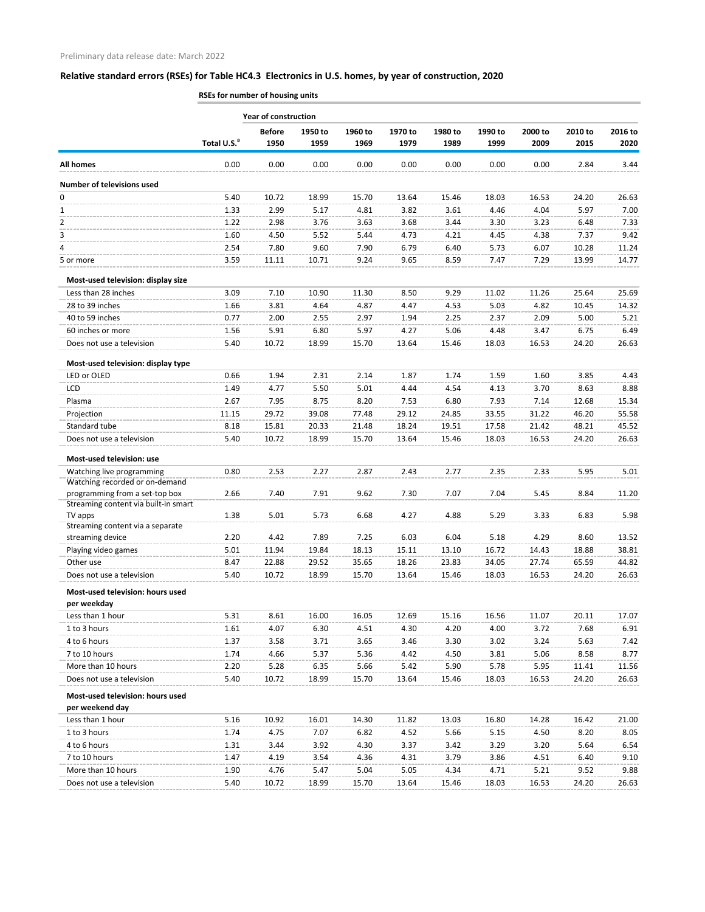Preliminary data release date: March 2022

**Relative standard errors (RSEs) for Table HC4.3 Electronics in U.S. homes, by year of construction, 2020**

| | RSEs for number of housing units | | | | | | | | | |
|---|---|---|---|---|---|---|---|---|---|---|
| | | Year of construction | | | | | | | | |
| | Total U.S.[a] | Before 1950 | 1950 to 1959 | 1960 to 1969 | 1970 to 1979 | 1980 to 1989 | 1990 to 1999 | 2000 to 2009 | 2010 to 2015 | 2016 to 2020 |
| **All homes** | 0.00 | 0.00 | 0.00 | 0.00 | 0.00 | 0.00 | 0.00 | 0.00 | 2.84 | 3.44 |
| **Number of televisions used** | | | | | | | | | | |
| 0 | 5.40 | 10.72 | 18.99 | 15.70 | 13.64 | 15.46 | 18.03 | 16.53 | 24.20 | 26.63 |
| 1 | 1.33 | 2.99 | 5.17 | 4.81 | 3.82 | 3.61 | 4.46 | 4.04 | 5.97 | 7.00 |
| 2 | 1.22 | 2.98 | 3.76 | 3.63 | 3.68 | 3.44 | 3.30 | 3.23 | 6.48 | 7.33 |
| 3 | 1.60 | 4.50 | 5.52 | 5.44 | 4.73 | 4.21 | 4.45 | 4.38 | 7.37 | 9.42 |
| 4 | 2.54 | 7.80 | 9.60 | 7.90 | 6.79 | 6.40 | 5.73 | 6.07 | 10.28 | 11.24 |
| 5 or more | 3.59 | 11.11 | 10.71 | 9.24 | 9.65 | 8.59 | 7.47 | 7.29 | 13.99 | 14.77 |
| **Most-used television: display size** | | | | | | | | | | |
| Less than 28 inches | 3.09 | 7.10 | 10.90 | 11.30 | 8.50 | 9.29 | 11.02 | 11.26 | 25.64 | 25.69 |
| 28 to 39 inches | 1.66 | 3.81 | 4.64 | 4.87 | 4.47 | 4.53 | 5.03 | 4.82 | 10.45 | 14.32 |
| 40 to 59 inches | 0.77 | 2.00 | 2.55 | 2.97 | 1.94 | 2.25 | 2.37 | 2.09 | 5.00 | 5.21 |
| 60 inches or more | 1.56 | 5.91 | 6.80 | 5.97 | 4.27 | 5.06 | 4.48 | 3.47 | 6.75 | 6.49 |
| Does not use a television | 5.40 | 10.72 | 18.99 | 15.70 | 13.64 | 15.46 | 18.03 | 16.53 | 24.20 | 26.63 |
| **Most-used television: display type** | | | | | | | | | | |
| LED or OLED | 0.66 | 1.94 | 2.31 | 2.14 | 1.87 | 1.74 | 1.59 | 1.60 | 3.85 | 4.43 |
| LCD | 1.49 | 4.77 | 5.50 | 5.01 | 4.44 | 4.54 | 4.13 | 3.70 | 8.63 | 8.88 |
| Plasma | 2.67 | 7.95 | 8.75 | 8.20 | 7.53 | 6.80 | 7.93 | 7.14 | 12.68 | 15.34 |
| Projection | 11.15 | 29.72 | 39.08 | 77.48 | 29.12 | 24.85 | 33.55 | 31.22 | 46.20 | 55.58 |
| Standard tube | 8.18 | 15.81 | 20.33 | 21.48 | 18.24 | 19.51 | 17.58 | 21.42 | 48.21 | 45.52 |
| Does not use a television | 5.40 | 10.72 | 18.99 | 15.70 | 13.64 | 15.46 | 18.03 | 16.53 | 24.20 | 26.63 |
| **Most-used television: use** | | | | | | | | | | |
| Watching live programming | 0.80 | 2.53 | 2.27 | 2.87 | 2.43 | 2.77 | 2.35 | 2.33 | 5.95 | 5.01 |
| Watching recorded or on-demand programming from a set-top box | 2.66 | 7.40 | 7.91 | 9.62 | 7.30 | 7.07 | 7.04 | 5.45 | 8.84 | 11.20 |
| Streaming content via built-in smart TV apps | 1.38 | 5.01 | 5.73 | 6.68 | 4.27 | 4.88 | 5.29 | 3.33 | 6.83 | 5.98 |
| Streaming content via a separate streaming device | 2.20 | 4.42 | 7.89 | 7.25 | 6.03 | 6.04 | 5.18 | 4.29 | 8.60 | 13.52 |
| Playing video games | 5.01 | 11.94 | 19.84 | 18.13 | 15.11 | 13.10 | 16.72 | 14.43 | 18.88 | 38.81 |
| Other use | 8.47 | 22.88 | 29.52 | 35.65 | 18.26 | 23.83 | 34.05 | 27.74 | 65.59 | 44.82 |
| Does not use a television | 5.40 | 10.72 | 18.99 | 15.70 | 13.64 | 15.46 | 18.03 | 16.53 | 24.20 | 26.63 |
| **Most-used television: hours used per weekday** | | | | | | | | | | |
| Less than 1 hour | 5.31 | 8.61 | 16.00 | 16.05 | 12.69 | 15.16 | 16.56 | 11.07 | 20.11 | 17.07 |
| 1 to 3 hours | 1.61 | 4.07 | 6.30 | 4.51 | 4.30 | 4.20 | 4.00 | 3.72 | 7.68 | 6.91 |
| 4 to 6 hours | 1.37 | 3.58 | 3.71 | 3.65 | 3.46 | 3.30 | 3.02 | 3.24 | 5.63 | 7.42 |
| 7 to 10 hours | 1.74 | 4.66 | 5.37 | 5.36 | 4.42 | 4.50 | 3.81 | 5.06 | 8.58 | 8.77 |
| More than 10 hours | 2.20 | 5.28 | 6.35 | 5.66 | 5.42 | 5.90 | 5.78 | 5.95 | 11.41 | 11.56 |
| Does not use a television | 5.40 | 10.72 | 18.99 | 15.70 | 13.64 | 15.46 | 18.03 | 16.53 | 24.20 | 26.63 |
| **Most-used television: hours used per weekend day** | | | | | | | | | | |
| Less than 1 hour | 5.16 | 10.92 | 16.01 | 14.30 | 11.82 | 13.03 | 16.80 | 14.28 | 16.42 | 21.00 |
| 1 to 3 hours | 1.74 | 4.75 | 7.07 | 6.82 | 4.52 | 5.66 | 5.15 | 4.50 | 8.20 | 8.05 |
| 4 to 6 hours | 1.31 | 3.44 | 3.92 | 4.30 | 3.37 | 3.42 | 3.29 | 3.20 | 5.64 | 6.54 |
| 7 to 10 hours | 1.47 | 4.19 | 3.54 | 4.36 | 4.31 | 3.79 | 3.86 | 4.51 | 6.40 | 9.10 |
| More than 10 hours | 1.90 | 4.76 | 5.47 | 5.04 | 5.05 | 4.34 | 4.71 | 5.21 | 9.52 | 9.88 |
| Does not use a television | 5.40 | 10.72 | 18.99 | 15.70 | 13.64 | 15.46 | 18.03 | 16.53 | 24.20 | 26.63 |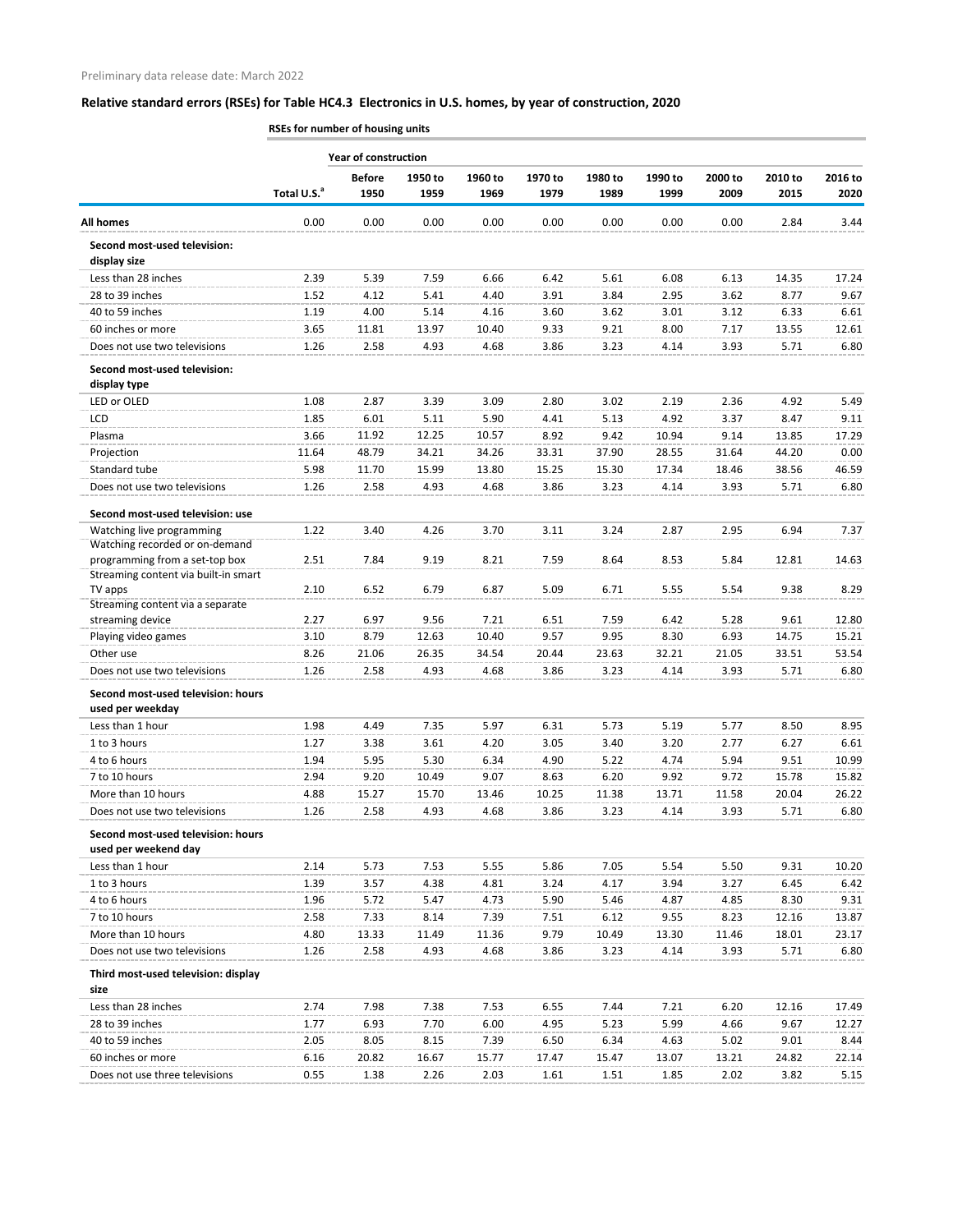Preliminary data release date: March 2022

## Relative standard errors (RSEs) for Table HC4.3 Electronics in U.S. homes, by year of construction, 2020

| | RSEs for number of housing units | | | | | | | | | |
|---|---|---|---|---|---|---|---|---|---|---|
| | | Year of construction | | | | | | | | |
| | Total U.S.[a] | Before 1950 | 1950 to 1959 | 1960 to 1969 | 1970 to 1979 | 1980 to 1989 | 1990 to 1999 | 2000 to 2009 | 2010 to 2015 | 2016 to 2020 |
| **All homes** | 0.00 | 0.00 | 0.00 | 0.00 | 0.00 | 0.00 | 0.00 | 0.00 | 2.84 | 3.44 |
| **Second most-used television: display size** | | | | | | | | | | |
| Less than 28 inches | 2.39 | 5.39 | 7.59 | 6.66 | 6.42 | 5.61 | 6.08 | 6.13 | 14.35 | 17.24 |
| 28 to 39 inches | 1.52 | 4.12 | 5.41 | 4.40 | 3.91 | 3.84 | 2.95 | 3.62 | 8.77 | 9.67 |
| 40 to 59 inches | 1.19 | 4.00 | 5.14 | 4.16 | 3.60 | 3.62 | 3.01 | 3.12 | 6.33 | 6.61 |
| 60 inches or more | 3.65 | 11.81 | 13.97 | 10.40 | 9.33 | 9.21 | 8.00 | 7.17 | 13.55 | 12.61 |
| Does not use two televisions | 1.26 | 2.58 | 4.93 | 4.68 | 3.86 | 3.23 | 4.14 | 3.93 | 5.71 | 6.80 |
| **Second most-used television: display type** | | | | | | | | | | |
| LED or OLED | 1.08 | 2.87 | 3.39 | 3.09 | 2.80 | 3.02 | 2.19 | 2.36 | 4.92 | 5.49 |
| LCD | 1.85 | 6.01 | 5.11 | 5.90 | 4.41 | 5.13 | 4.92 | 3.37 | 8.47 | 9.11 |
| Plasma | 3.66 | 11.92 | 12.25 | 10.57 | 8.92 | 9.42 | 10.94 | 9.14 | 13.85 | 17.29 |
| Projection | 11.64 | 48.79 | 34.21 | 34.26 | 33.31 | 37.90 | 28.55 | 31.64 | 44.20 | 0.00 |
| Standard tube | 5.98 | 11.70 | 15.99 | 13.80 | 15.25 | 15.30 | 17.34 | 18.46 | 38.56 | 46.59 |
| Does not use two televisions | 1.26 | 2.58 | 4.93 | 4.68 | 3.86 | 3.23 | 4.14 | 3.93 | 5.71 | 6.80 |
| **Second most-used television: use** | | | | | | | | | | |
| Watching live programming | 1.22 | 3.40 | 4.26 | 3.70 | 3.11 | 3.24 | 2.87 | 2.95 | 6.94 | 7.37 |
| Watching recorded or on-demand programming from a set-top box | 2.51 | 7.84 | 9.19 | 8.21 | 7.59 | 8.64 | 8.53 | 5.84 | 12.81 | 14.63 |
| Streaming content via built-in smart TV apps | 2.10 | 6.52 | 6.79 | 6.87 | 5.09 | 6.71 | 5.55 | 5.54 | 9.38 | 8.29 |
| Streaming content via a separate streaming device | 2.27 | 6.97 | 9.56 | 7.21 | 6.51 | 7.59 | 6.42 | 5.28 | 9.61 | 12.80 |
| Playing video games | 3.10 | 8.79 | 12.63 | 10.40 | 9.57 | 9.95 | 8.30 | 6.93 | 14.75 | 15.21 |
| Other use | 8.26 | 21.06 | 26.35 | 34.54 | 20.44 | 23.63 | 32.21 | 21.05 | 33.51 | 53.54 |
| Does not use two televisions | 1.26 | 2.58 | 4.93 | 4.68 | 3.86 | 3.23 | 4.14 | 3.93 | 5.71 | 6.80 |
| **Second most-used television: hours used per weekday** | | | | | | | | | | |
| Less than 1 hour | 1.98 | 4.49 | 7.35 | 5.97 | 6.31 | 5.73 | 5.19 | 5.77 | 8.50 | 8.95 |
| 1 to 3 hours | 1.27 | 3.38 | 3.61 | 4.20 | 3.05 | 3.40 | 3.20 | 2.77 | 6.27 | 6.61 |
| 4 to 6 hours | 1.94 | 5.95 | 5.30 | 6.34 | 4.90 | 5.22 | 4.74 | 5.94 | 9.51 | 10.99 |
| 7 to 10 hours | 2.94 | 9.20 | 10.49 | 9.07 | 8.63 | 6.20 | 9.92 | 9.72 | 15.78 | 15.82 |
| More than 10 hours | 4.88 | 15.27 | 15.70 | 13.46 | 10.25 | 11.38 | 13.71 | 11.58 | 20.04 | 26.22 |
| Does not use two televisions | 1.26 | 2.58 | 4.93 | 4.68 | 3.86 | 3.23 | 4.14 | 3.93 | 5.71 | 6.80 |
| **Second most-used television: hours used per weekend day** | | | | | | | | | | |
| Less than 1 hour | 2.14 | 5.73 | 7.53 | 5.55 | 5.86 | 7.05 | 5.54 | 5.50 | 9.31 | 10.20 |
| 1 to 3 hours | 1.39 | 3.57 | 4.38 | 4.81 | 3.24 | 4.17 | 3.94 | 3.27 | 6.45 | 6.42 |
| 4 to 6 hours | 1.96 | 5.72 | 5.47 | 4.73 | 5.90 | 5.46 | 4.87 | 4.85 | 8.30 | 9.31 |
| 7 to 10 hours | 2.58 | 7.33 | 8.14 | 7.39 | 7.51 | 6.12 | 9.55 | 8.23 | 12.16 | 13.87 |
| More than 10 hours | 4.80 | 13.33 | 11.49 | 11.36 | 9.79 | 10.49 | 13.30 | 11.46 | 18.01 | 23.17 |
| Does not use two televisions | 1.26 | 2.58 | 4.93 | 4.68 | 3.86 | 3.23 | 4.14 | 3.93 | 5.71 | 6.80 |
| **Third most-used television: display size** | | | | | | | | | | |
| Less than 28 inches | 2.74 | 7.98 | 7.38 | 7.53 | 6.55 | 7.44 | 7.21 | 6.20 | 12.16 | 17.49 |
| 28 to 39 inches | 1.77 | 6.93 | 7.70 | 6.00 | 4.95 | 5.23 | 5.99 | 4.66 | 9.67 | 12.27 |
| 40 to 59 inches | 2.05 | 8.05 | 8.15 | 7.39 | 6.50 | 6.34 | 4.63 | 5.02 | 9.01 | 8.44 |
| 60 inches or more | 6.16 | 20.82 | 16.67 | 15.77 | 17.47 | 15.47 | 13.07 | 13.21 | 24.82 | 22.14 |
| Does not use three televisions | 0.55 | 1.38 | 2.26 | 2.03 | 1.61 | 1.51 | 1.85 | 2.02 | 3.82 | 5.15 |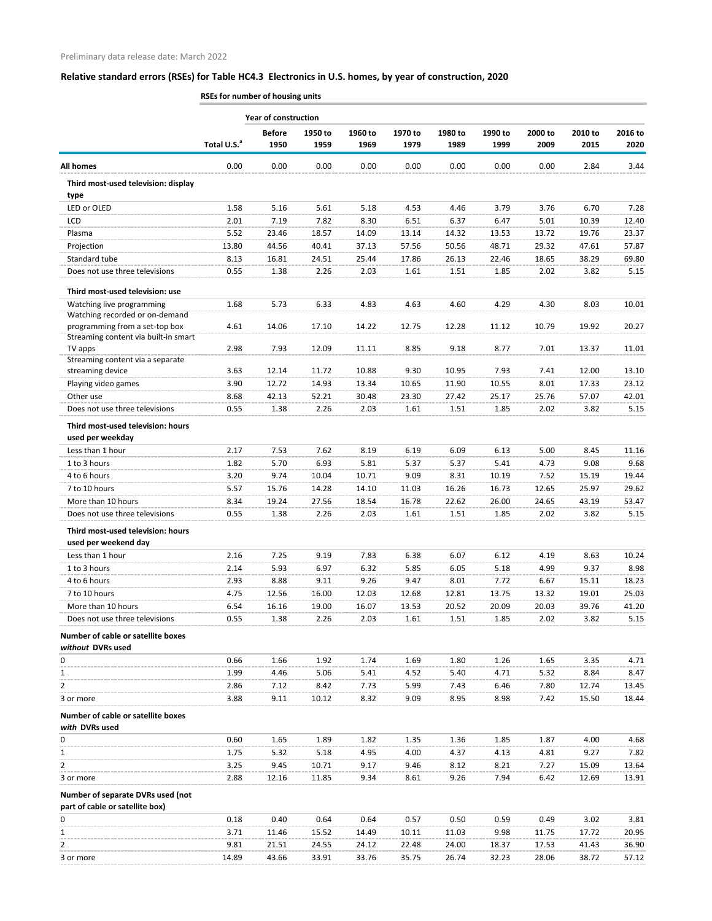Preliminary data release date: March 2022

## Relative standard errors (RSEs) for Table HC4.3 Electronics in U.S. homes, by year of construction, 2020

| | RSEs for number of housing units | | | | | | | | | |
|---|---|---|---|---|---|---|---|---|---|---|
| | | Year of construction | | | | | | | | |
| | Total U.S.[a] | Before 1950 | 1950 to 1959 | 1960 to 1969 | 1970 to 1979 | 1980 to 1989 | 1990 to 1999 | 2000 to 2009 | 2010 to 2015 | 2016 to 2020 |
| **All homes** | 0.00 | 0.00 | 0.00 | 0.00 | 0.00 | 0.00 | 0.00 | 0.00 | 2.84 | 3.44 |
| **Third most-used television: display type** | | | | | | | | | | |
| LED or OLED | 1.58 | 5.16 | 5.61 | 5.18 | 4.53 | 4.46 | 3.79 | 3.76 | 6.70 | 7.28 |
| LCD | 2.01 | 7.19 | 7.82 | 8.30 | 6.51 | 6.37 | 6.47 | 5.01 | 10.39 | 12.40 |
| Plasma | 5.52 | 23.46 | 18.57 | 14.09 | 13.14 | 14.32 | 13.53 | 13.72 | 19.76 | 23.37 |
| Projection | 13.80 | 44.56 | 40.41 | 37.13 | 57.56 | 50.56 | 48.71 | 29.32 | 47.61 | 57.87 |
| Standard tube | 8.13 | 16.81 | 24.51 | 25.44 | 17.86 | 26.13 | 22.46 | 18.65 | 38.29 | 69.80 |
| Does not use three televisions | 0.55 | 1.38 | 2.26 | 2.03 | 1.61 | 1.51 | 1.85 | 2.02 | 3.82 | 5.15 |
| **Third most-used television: use** | | | | | | | | | | |
| Watching live programming | 1.68 | 5.73 | 6.33 | 4.83 | 4.63 | 4.60 | 4.29 | 4.30 | 8.03 | 10.01 |
| Watching recorded or on-demand programming from a set-top box | 4.61 | 14.06 | 17.10 | 14.22 | 12.75 | 12.28 | 11.12 | 10.79 | 19.92 | 20.27 |
| Streaming content via built-in smart TV apps | 2.98 | 7.93 | 12.09 | 11.11 | 8.85 | 9.18 | 8.77 | 7.01 | 13.37 | 11.01 |
| Streaming content via a separate streaming device | 3.63 | 12.14 | 11.72 | 10.88 | 9.30 | 10.95 | 7.93 | 7.41 | 12.00 | 13.10 |
| Playing video games | 3.90 | 12.72 | 14.93 | 13.34 | 10.65 | 11.90 | 10.55 | 8.01 | 17.33 | 23.12 |
| Other use | 8.68 | 42.13 | 52.21 | 30.48 | 23.30 | 27.42 | 25.17 | 25.76 | 57.07 | 42.01 |
| Does not use three televisions | 0.55 | 1.38 | 2.26 | 2.03 | 1.61 | 1.51 | 1.85 | 2.02 | 3.82 | 5.15 |
| **Third most-used television: hours used per weekday** | | | | | | | | | | |
| Less than 1 hour | 2.17 | 7.53 | 7.62 | 8.19 | 6.19 | 6.09 | 6.13 | 5.00 | 8.45 | 11.16 |
| 1 to 3 hours | 1.82 | 5.70 | 6.93 | 5.81 | 5.37 | 5.37 | 5.41 | 4.73 | 9.08 | 9.68 |
| 4 to 6 hours | 3.20 | 9.74 | 10.04 | 10.71 | 9.09 | 8.31 | 10.19 | 7.52 | 15.19 | 19.44 |
| 7 to 10 hours | 5.57 | 15.76 | 14.28 | 14.10 | 11.03 | 16.26 | 16.73 | 12.65 | 25.97 | 29.62 |
| More than 10 hours | 8.34 | 19.24 | 27.56 | 18.54 | 16.78 | 22.62 | 26.00 | 24.65 | 43.19 | 53.47 |
| Does not use three televisions | 0.55 | 1.38 | 2.26 | 2.03 | 1.61 | 1.51 | 1.85 | 2.02 | 3.82 | 5.15 |
| **Third most-used television: hours used per weekend day** | | | | | | | | | | |
| Less than 1 hour | 2.16 | 7.25 | 9.19 | 7.83 | 6.38 | 6.07 | 6.12 | 4.19 | 8.63 | 10.24 |
| 1 to 3 hours | 2.14 | 5.93 | 6.97 | 6.32 | 5.85 | 6.05 | 5.18 | 4.99 | 9.37 | 8.98 |
| 4 to 6 hours | 2.93 | 8.88 | 9.11 | 9.26 | 9.47 | 8.01 | 7.72 | 6.67 | 15.11 | 18.23 |
| 7 to 10 hours | 4.75 | 12.56 | 16.00 | 12.03 | 12.68 | 12.81 | 13.75 | 13.32 | 19.01 | 25.03 |
| More than 10 hours | 6.54 | 16.16 | 19.00 | 16.07 | 13.53 | 20.52 | 20.09 | 20.03 | 39.76 | 41.20 |
| Does not use three televisions | 0.55 | 1.38 | 2.26 | 2.03 | 1.61 | 1.51 | 1.85 | 2.02 | 3.82 | 5.15 |
| **Number of cable or satellite boxes *without* DVRs used** | | | | | | | | | | |
| 0 | 0.66 | 1.66 | 1.92 | 1.74 | 1.69 | 1.80 | 1.26 | 1.65 | 3.35 | 4.71 |
| 1 | 1.99 | 4.46 | 5.06 | 5.41 | 4.52 | 5.40 | 4.71 | 5.32 | 8.84 | 8.47 |
| 2 | 2.86 | 7.12 | 8.42 | 7.73 | 5.99 | 7.43 | 6.46 | 7.80 | 12.74 | 13.45 |
| 3 or more | 3.88 | 9.11 | 10.12 | 8.32 | 9.09 | 8.95 | 8.98 | 7.42 | 15.50 | 18.44 |
| **Number of cable or satellite boxes *with* DVRs used** | | | | | | | | | | |
| 0 | 0.60 | 1.65 | 1.89 | 1.82 | 1.35 | 1.36 | 1.85 | 1.87 | 4.00 | 4.68 |
| 1 | 1.75 | 5.32 | 5.18 | 4.95 | 4.00 | 4.37 | 4.13 | 4.81 | 9.27 | 7.82 |
| 2 | 3.25 | 9.45 | 10.71 | 9.17 | 9.46 | 8.12 | 8.21 | 7.27 | 15.09 | 13.64 |
| 3 or more | 2.88 | 12.16 | 11.85 | 9.34 | 8.61 | 9.26 | 7.94 | 6.42 | 12.69 | 13.91 |
| **Number of separate DVRs used (not part of cable or satellite box)** | | | | | | | | | | |
| 0 | 0.18 | 0.40 | 0.64 | 0.64 | 0.57 | 0.50 | 0.59 | 0.49 | 3.02 | 3.81 |
| 1 | 3.71 | 11.46 | 15.52 | 14.49 | 10.11 | 11.03 | 9.98 | 11.75 | 17.72 | 20.95 |
| 2 | 9.81 | 21.51 | 24.55 | 24.12 | 22.48 | 24.00 | 18.37 | 17.53 | 41.43 | 36.90 |
| 3 or more | 14.89 | 43.66 | 33.91 | 33.76 | 35.75 | 26.74 | 32.23 | 28.06 | 38.72 | 57.12 |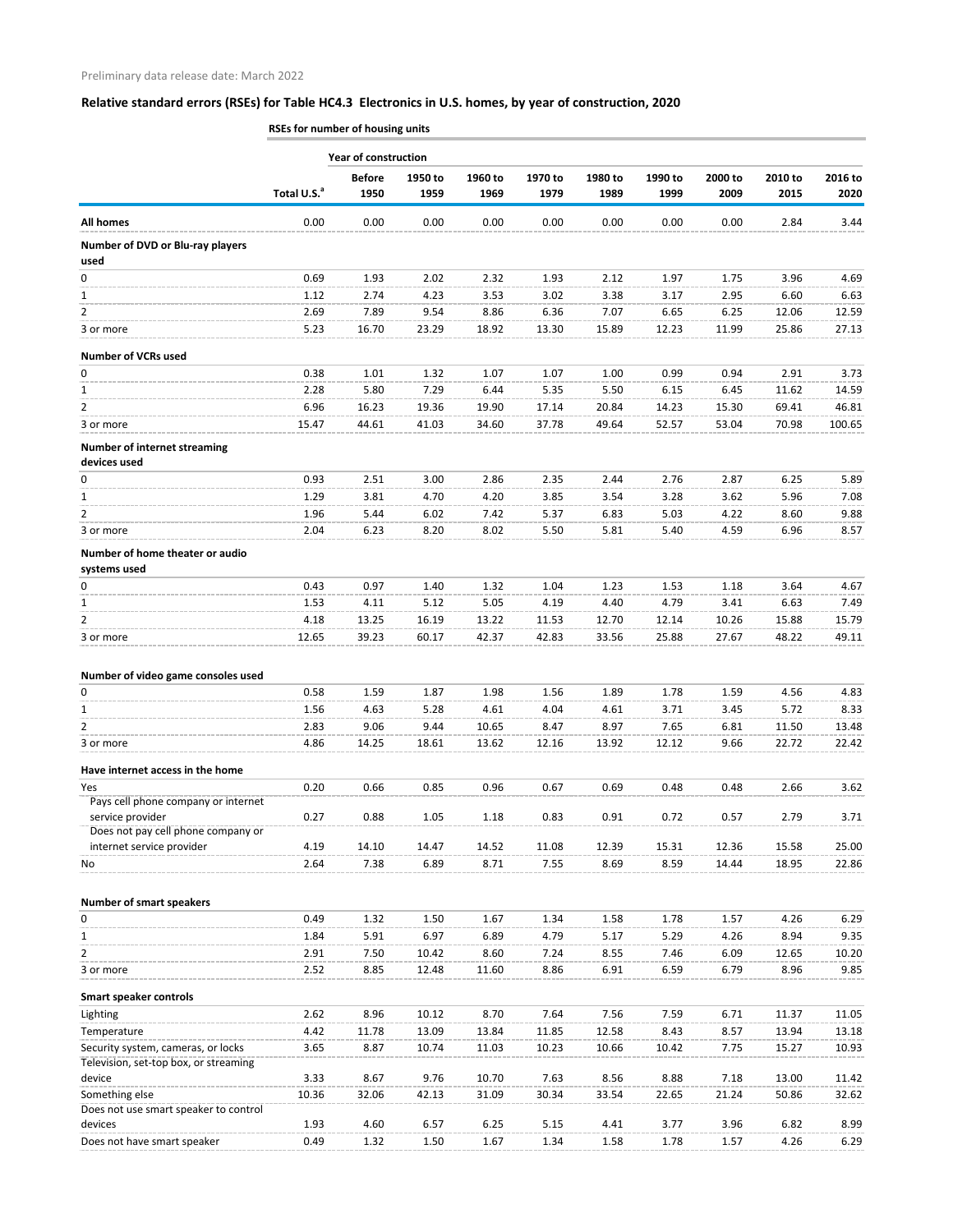Preliminary data release date: March 2022

## Relative standard errors (RSEs) for Table HC4.3 Electronics in U.S. homes, by year of construction, 2020

| | RSEs for number of housing units | | | | | | | | | |
|---|---|---|---|---|---|---|---|---|---|---|
| | | Year of construction | | | | | | | | |
| | Total U.S.[a] | Before 1950 | 1950 to 1959 | 1960 to 1969 | 1970 to 1979 | 1980 to 1989 | 1990 to 1999 | 2000 to 2009 | 2010 to 2015 | 2016 to 2020 |
| **All homes** | 0.00 | 0.00 | 0.00 | 0.00 | 0.00 | 0.00 | 0.00 | 0.00 | 2.84 | 3.44 |
| **Number of DVD or Blu-ray players used** | | | | | | | | | | |
| 0 | 0.69 | 1.93 | 2.02 | 2.32 | 1.93 | 2.12 | 1.97 | 1.75 | 3.96 | 4.69 |
| 1 | 1.12 | 2.74 | 4.23 | 3.53 | 3.02 | 3.38 | 3.17 | 2.95 | 6.60 | 6.63 |
| 2 | 2.69 | 7.89 | 9.54 | 8.86 | 6.36 | 7.07 | 6.65 | 6.25 | 12.06 | 12.59 |
| 3 or more | 5.23 | 16.70 | 23.29 | 18.92 | 13.30 | 15.89 | 12.23 | 11.99 | 25.86 | 27.13 |
| **Number of VCRs used** | | | | | | | | | | |
| 0 | 0.38 | 1.01 | 1.32 | 1.07 | 1.07 | 1.00 | 0.99 | 0.94 | 2.91 | 3.73 |
| 1 | 2.28 | 5.80 | 7.29 | 6.44 | 5.35 | 5.50 | 6.15 | 6.45 | 11.62 | 14.59 |
| 2 | 6.96 | 16.23 | 19.36 | 19.90 | 17.14 | 20.84 | 14.23 | 15.30 | 69.41 | 46.81 |
| 3 or more | 15.47 | 44.61 | 41.03 | 34.60 | 37.78 | 49.64 | 52.57 | 53.04 | 70.98 | 100.65 |
| **Number of internet streaming devices used** | | | | | | | | | | |
| 0 | 0.93 | 2.51 | 3.00 | 2.86 | 2.35 | 2.44 | 2.76 | 2.87 | 6.25 | 5.89 |
| 1 | 1.29 | 3.81 | 4.70 | 4.20 | 3.85 | 3.54 | 3.28 | 3.62 | 5.96 | 7.08 |
| 2 | 1.96 | 5.44 | 6.02 | 7.42 | 5.37 | 6.83 | 5.03 | 4.22 | 8.60 | 9.88 |
| 3 or more | 2.04 | 6.23 | 8.20 | 8.02 | 5.50 | 5.81 | 5.40 | 4.59 | 6.96 | 8.57 |
| **Number of home theater or audio systems used** | | | | | | | | | | |
| 0 | 0.43 | 0.97 | 1.40 | 1.32 | 1.04 | 1.23 | 1.53 | 1.18 | 3.64 | 4.67 |
| 1 | 1.53 | 4.11 | 5.12 | 5.05 | 4.19 | 4.40 | 4.79 | 3.41 | 6.63 | 7.49 |
| 2 | 4.18 | 13.25 | 16.19 | 13.22 | 11.53 | 12.70 | 12.14 | 10.26 | 15.88 | 15.79 |
| 3 or more | 12.65 | 39.23 | 60.17 | 42.37 | 42.83 | 33.56 | 25.88 | 27.67 | 48.22 | 49.11 |
| **Number of video game consoles used** | | | | | | | | | | |
| 0 | 0.58 | 1.59 | 1.87 | 1.98 | 1.56 | 1.89 | 1.78 | 1.59 | 4.56 | 4.83 |
| 1 | 1.56 | 4.63 | 5.28 | 4.61 | 4.04 | 4.61 | 3.71 | 3.45 | 5.72 | 8.33 |
| 2 | 2.83 | 9.06 | 9.44 | 10.65 | 8.47 | 8.97 | 7.65 | 6.81 | 11.50 | 13.48 |
| 3 or more | 4.86 | 14.25 | 18.61 | 13.62 | 12.16 | 13.92 | 12.12 | 9.66 | 22.72 | 22.42 |
| **Have internet access in the home** | | | | | | | | | | |
| Yes | 0.20 | 0.66 | 0.85 | 0.96 | 0.67 | 0.69 | 0.48 | 0.48 | 2.66 | 3.62 |
| Pays cell phone company or internet service provider | 0.27 | 0.88 | 1.05 | 1.18 | 0.83 | 0.91 | 0.72 | 0.57 | 2.79 | 3.71 |
| Does not pay cell phone company or internet service provider | 4.19 | 14.10 | 14.47 | 14.52 | 11.08 | 12.39 | 15.31 | 12.36 | 15.58 | 25.00 |
| No | 2.64 | 7.38 | 6.89 | 8.71 | 7.55 | 8.69 | 8.59 | 14.44 | 18.95 | 22.86 |
| **Number of smart speakers** | | | | | | | | | | |
| 0 | 0.49 | 1.32 | 1.50 | 1.67 | 1.34 | 1.58 | 1.78 | 1.57 | 4.26 | 6.29 |
| 1 | 1.84 | 5.91 | 6.97 | 6.89 | 4.79 | 5.17 | 5.29 | 4.26 | 8.94 | 9.35 |
| 2 | 2.91 | 7.50 | 10.42 | 8.60 | 7.24 | 8.55 | 7.46 | 6.09 | 12.65 | 10.20 |
| 3 or more | 2.52 | 8.85 | 12.48 | 11.60 | 8.86 | 6.91 | 6.59 | 6.79 | 8.96 | 9.85 |
| **Smart speaker controls** | | | | | | | | | | |
| Lighting | 2.62 | 8.96 | 10.12 | 8.70 | 7.64 | 7.56 | 7.59 | 6.71 | 11.37 | 11.05 |
| Temperature | 4.42 | 11.78 | 13.09 | 13.84 | 11.85 | 12.58 | 8.43 | 8.57 | 13.94 | 13.18 |
| Security system, cameras, or locks | 3.65 | 8.87 | 10.74 | 11.03 | 10.23 | 10.66 | 10.42 | 7.75 | 15.27 | 10.93 |
| Television, set-top box, or streaming device | 3.33 | 8.67 | 9.76 | 10.70 | 7.63 | 8.56 | 8.88 | 7.18 | 13.00 | 11.42 |
| Something else | 10.36 | 32.06 | 42.13 | 31.09 | 30.34 | 33.54 | 22.65 | 21.24 | 50.86 | 32.62 |
| Does not use smart speaker to control devices | 1.93 | 4.60 | 6.57 | 6.25 | 5.15 | 4.41 | 3.77 | 3.96 | 6.82 | 8.99 |
| Does not have smart speaker | 0.49 | 1.32 | 1.50 | 1.67 | 1.34 | 1.58 | 1.78 | 1.57 | 4.26 | 6.29 |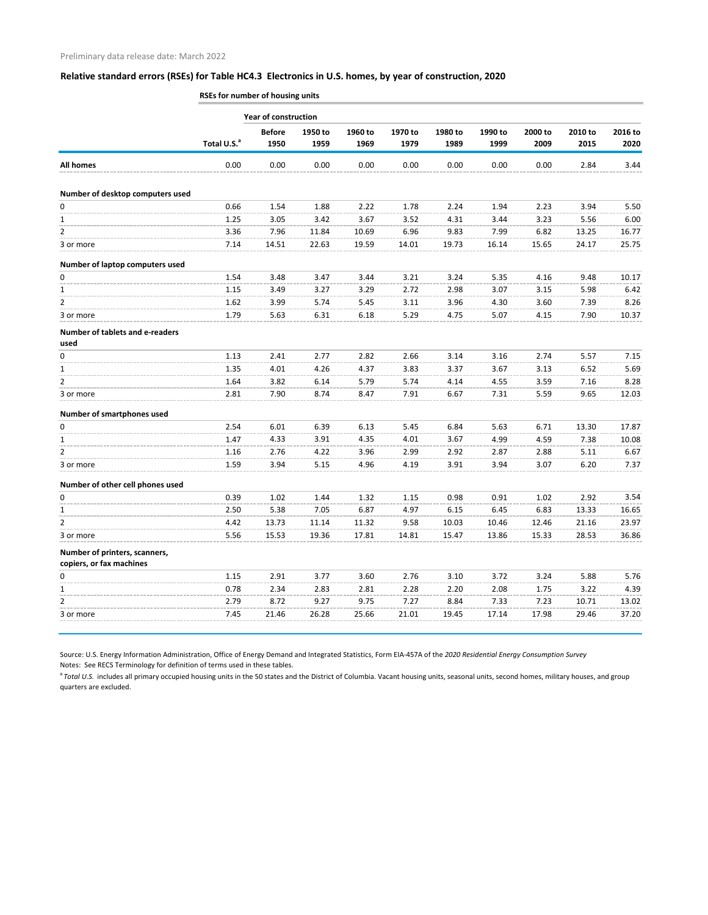Preliminary data release date: March 2022

## Relative standard errors (RSEs) for Table HC4.3 Electronics in U.S. homes, by year of construction, 2020

| | RSEs for number of housing units | | | | | | | | | |
|---|---|---|---|---|---|---|---|---|---|---|
| | | Year of construction | | | | | | | | |
| | Total U.S.[a] | Before 1950 | 1950 to 1959 | 1960 to 1969 | 1970 to 1979 | 1980 to 1989 | 1990 to 1999 | 2000 to 2009 | 2010 to 2015 | 2016 to 2020 |
| **All homes** | 0.00 | 0.00 | 0.00 | 0.00 | 0.00 | 0.00 | 0.00 | 0.00 | 2.84 | 3.44 |
| **Number of desktop computers used** | | | | | | | | | | |
| 0 | 0.66 | 1.54 | 1.88 | 2.22 | 1.78 | 2.24 | 1.94 | 2.23 | 3.94 | 5.50 |
| 1 | 1.25 | 3.05 | 3.42 | 3.67 | 3.52 | 4.31 | 3.44 | 3.23 | 5.56 | 6.00 |
| 2 | 3.36 | 7.96 | 11.84 | 10.69 | 6.96 | 9.83 | 7.99 | 6.82 | 13.25 | 16.77 |
| 3 or more | 7.14 | 14.51 | 22.63 | 19.59 | 14.01 | 19.73 | 16.14 | 15.65 | 24.17 | 25.75 |
| **Number of laptop computers used** | | | | | | | | | | |
| 0 | 1.54 | 3.48 | 3.47 | 3.44 | 3.21 | 3.24 | 5.35 | 4.16 | 9.48 | 10.17 |
| 1 | 1.15 | 3.49 | 3.27 | 3.29 | 2.72 | 2.98 | 3.07 | 3.15 | 5.98 | 6.42 |
| 2 | 1.62 | 3.99 | 5.74 | 5.45 | 3.11 | 3.96 | 4.30 | 3.60 | 7.39 | 8.26 |
| 3 or more | 1.79 | 5.63 | 6.31 | 6.18 | 5.29 | 4.75 | 5.07 | 4.15 | 7.90 | 10.37 |
| **Number of tablets and e-readers used** | | | | | | | | | | |
| 0 | 1.13 | 2.41 | 2.77 | 2.82 | 2.66 | 3.14 | 3.16 | 2.74 | 5.57 | 7.15 |
| 1 | 1.35 | 4.01 | 4.26 | 4.37 | 3.83 | 3.37 | 3.67 | 3.13 | 6.52 | 5.69 |
| 2 | 1.64 | 3.82 | 6.14 | 5.79 | 5.74 | 4.14 | 4.55 | 3.59 | 7.16 | 8.28 |
| 3 or more | 2.81 | 7.90 | 8.74 | 8.47 | 7.91 | 6.67 | 7.31 | 5.59 | 9.65 | 12.03 |
| **Number of smartphones used** | | | | | | | | | | |
| 0 | 2.54 | 6.01 | 6.39 | 6.13 | 5.45 | 6.84 | 5.63 | 6.71 | 13.30 | 17.87 |
| 1 | 1.47 | 4.33 | 3.91 | 4.35 | 4.01 | 3.67 | 4.99 | 4.59 | 7.38 | 10.08 |
| 2 | 1.16 | 2.76 | 4.22 | 3.96 | 2.99 | 2.92 | 2.87 | 2.88 | 5.11 | 6.67 |
| 3 or more | 1.59 | 3.94 | 5.15 | 4.96 | 4.19 | 3.91 | 3.94 | 3.07 | 6.20 | 7.37 |
| **Number of other cell phones used** | | | | | | | | | | |
| 0 | 0.39 | 1.02 | 1.44 | 1.32 | 1.15 | 0.98 | 0.91 | 1.02 | 2.92 | 3.54 |
| 1 | 2.50 | 5.38 | 7.05 | 6.87 | 4.97 | 6.15 | 6.45 | 6.83 | 13.33 | 16.65 |
| 2 | 4.42 | 13.73 | 11.14 | 11.32 | 9.58 | 10.03 | 10.46 | 12.46 | 21.16 | 23.97 |
| 3 or more | 5.56 | 15.53 | 19.36 | 17.81 | 14.81 | 15.47 | 13.86 | 15.33 | 28.53 | 36.86 |
| **Number of printers, scanners, copiers, or fax machines** | | | | | | | | | | |
| 0 | 1.15 | 2.91 | 3.77 | 3.60 | 2.76 | 3.10 | 3.72 | 3.24 | 5.88 | 5.76 |
| 1 | 0.78 | 2.34 | 2.83 | 2.81 | 2.28 | 2.20 | 2.08 | 1.75 | 3.22 | 4.39 |
| 2 | 2.79 | 8.72 | 9.27 | 9.75 | 7.27 | 8.84 | 7.33 | 7.23 | 10.71 | 13.02 |
| 3 or more | 7.45 | 21.46 | 26.28 | 25.66 | 21.01 | 19.45 | 17.14 | 17.98 | 29.46 | 37.20 |

Source: U.S. Energy Information Administration, Office of Energy Demand and Integrated Statistics, Form EIA-457A of the *2020 Residential Energy Consumption Survey*

Notes: See RECS Terminology for definition of terms used in these tables.

[a] *Total U.S.* includes all primary occupied housing units in the 50 states and the District of Columbia. Vacant housing units, seasonal units, second homes, military houses, and group quarters are excluded.